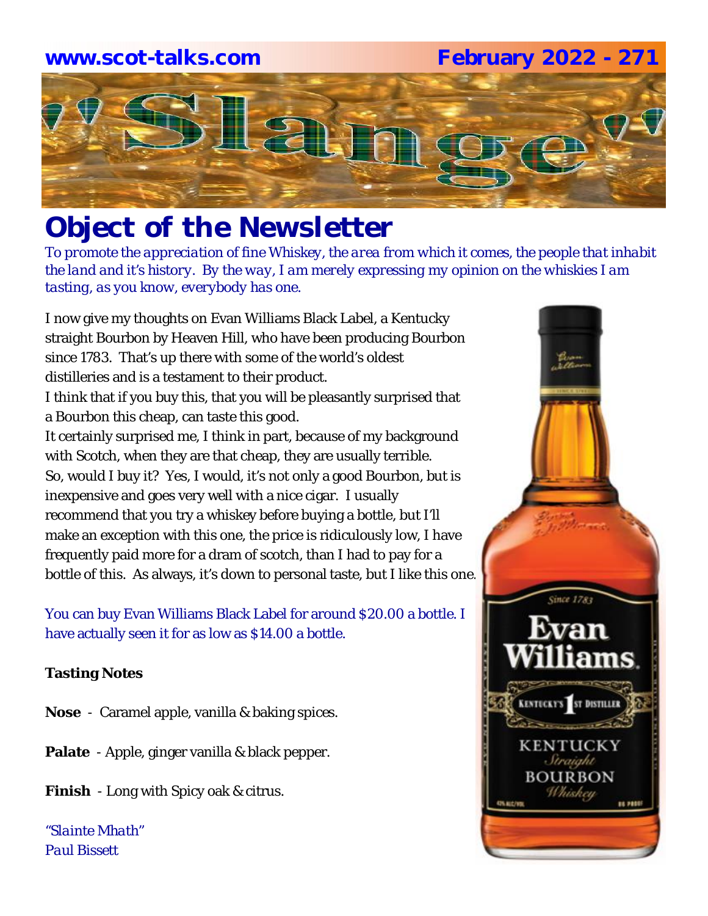www.scot-talks.com February 2022 - 271

# "Slange"

## Object of the Newsletter

*To promote the appreciation of fine Whiskey, the area from which it comes, the people that inhabit the land and it's history. By the way, I am merely expressing my opinion on the whiskies I am tasting, as you know, everybody has one.*

I now give my thoughts on Evan Williams Black Label, a Kentucky straight Bourbon by Heaven Hill, who have been producing Bourbon since 1783. That's up there with some of the world's oldest distilleries and is a testament to their product.
I think that if you buy this, that you will be pleasantly surprised that a Bourbon this cheap, can taste this good.
It certainly surprised me, I think in part, because of my background with Scotch, when they are that cheap, they are usually terrible.
So, would I buy it? Yes, I would, it's not only a good Bourbon, but is inexpensive and goes very well with a nice cigar. I usually recommend that you try a whiskey before buying a bottle, but I'll make an exception with this one, the price is ridiculously low, I have frequently paid more for a dram of scotch, than I had to pay for a bottle of this. As always, it's down to personal taste, but I like this one.

You can buy Evan Williams Black Label for around $20.00 a bottle. I have actually seen it for as low as $14.00 a bottle.

**Tasting Notes**

**Nose** - Caramel apple, vanilla & baking spices.

**Palate** - Apple, ginger vanilla & black pepper.

**Finish** - Long with Spicy oak & citrus.

*"Slainte Mhath"*
*Paul Bissett*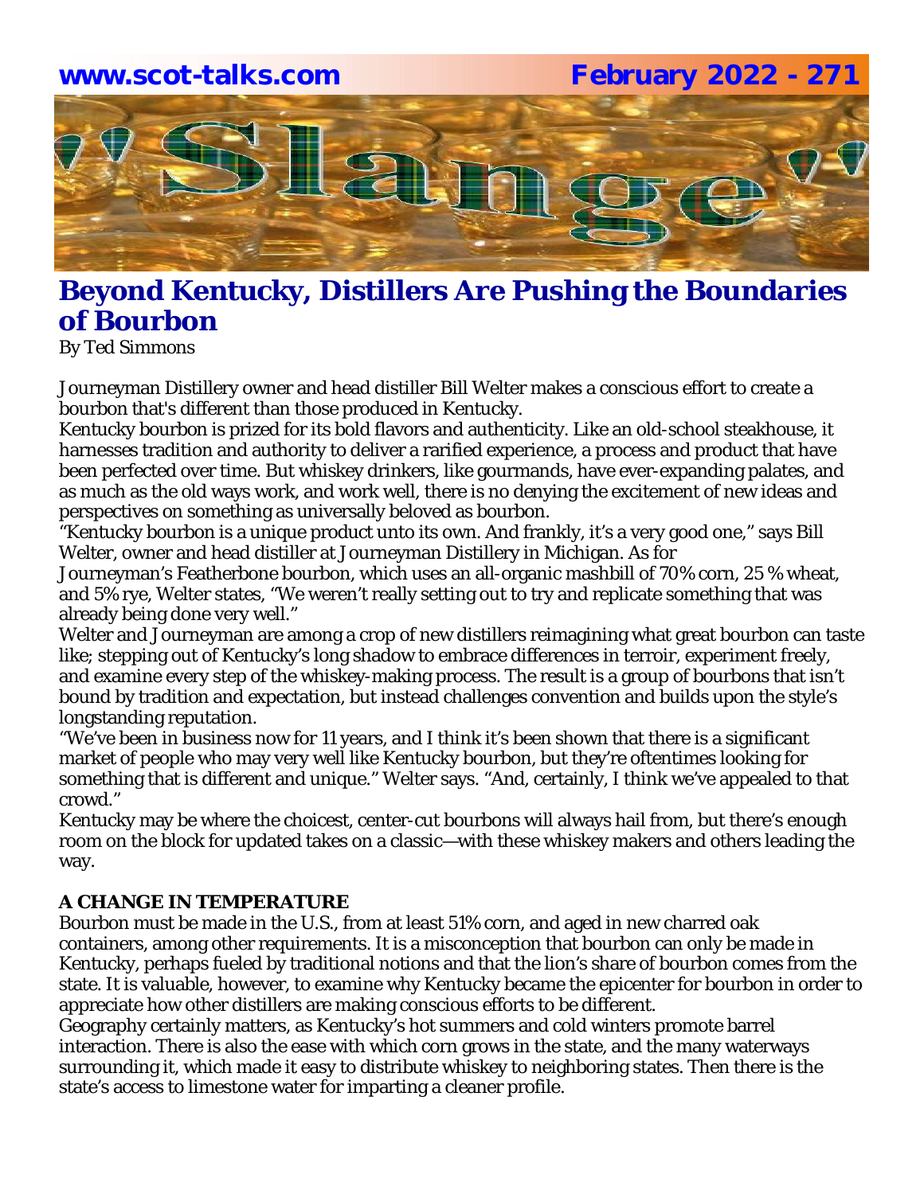# Beyond Kentucky, Distillers Are Pushing the Boundaries of Bourbon

By Ted Simmons

Journeyman Distillery owner and head distiller Bill Welter makes a conscious effort to create a bourbon that's different than those produced in Kentucky.

Kentucky bourbon is prized for its bold flavors and authenticity. Like an old-school steakhouse, it harnesses tradition and authority to deliver a rarified experience, a process and product that have been perfected over time. But whiskey drinkers, like gourmands, have ever-expanding palates, and as much as the old ways work, and work well, there is no denying the excitement of new ideas and perspectives on something as universally beloved as bourbon.

"Kentucky bourbon is a unique product unto its own. And frankly, it's a very good one," says Bill Welter, owner and head distiller at Journeyman Distillery in Michigan. As for Journeyman's Featherbone bourbon, which uses an all-organic mashbill of 70% corn, 25 % wheat, and 5% rye, Welter states, "We weren't really setting out to try and replicate something that was already being done very well."

Welter and Journeyman are among a crop of new distillers reimagining what great bourbon can taste like; stepping out of Kentucky's long shadow to embrace differences in terroir, experiment freely, and examine every step of the whiskey-making process. The result is a group of bourbons that isn't bound by tradition and expectation, but instead challenges convention and builds upon the style's longstanding reputation.

"We've been in business now for 11 years, and I think it's been shown that there is a significant market of people who may very well like Kentucky bourbon, but they're oftentimes looking for something that is different and unique." Welter says. "And, certainly, I think we've appealed to that crowd."

Kentucky may be where the choicest, center-cut bourbons will always hail from, but there's enough room on the block for updated takes on a classic—with these whiskey makers and others leading the way.

**A CHANGE IN TEMPERATURE**

Bourbon must be made in the U.S., from at least 51% corn, and aged in new charred oak containers, among other requirements. It is a misconception that bourbon can only be made in Kentucky, perhaps fueled by traditional notions and that the lion's share of bourbon comes from the state. It is valuable, however, to examine why Kentucky became the epicenter for bourbon in order to appreciate how other distillers are making conscious efforts to be different.

Geography certainly matters, as Kentucky's hot summers and cold winters promote barrel interaction. There is also the ease with which corn grows in the state, and the many waterways surrounding it, which made it easy to distribute whiskey to neighboring states. Then there is the state's access to limestone water for imparting a cleaner profile.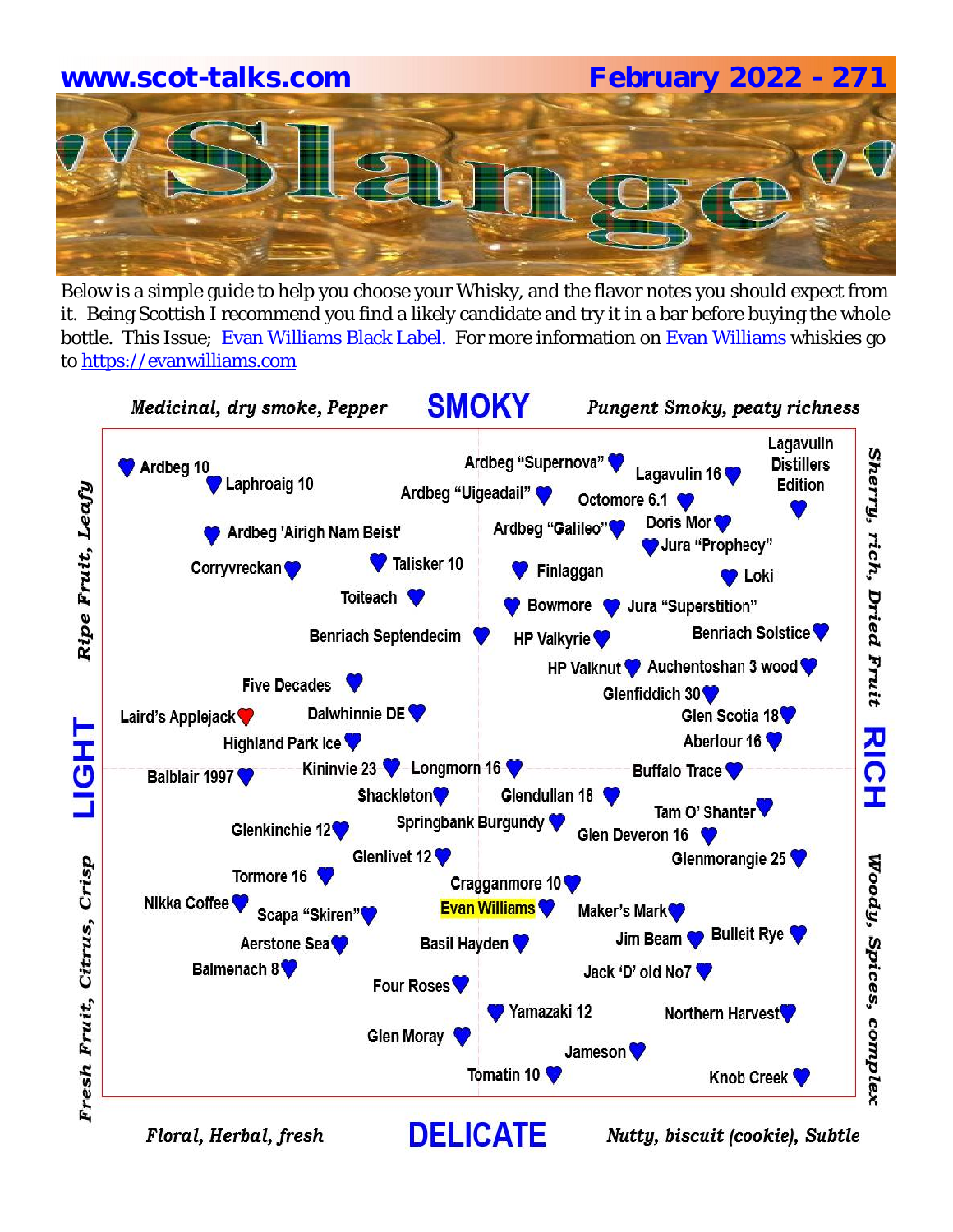www.scot-talks.com February 2022 - 271

# "Slange"

Below is a simple guide to help you choose your Whisky, and the flavor notes you should expect from it. Being Scottish I recommend you find a likely candidate and try it in a bar before buying the whole bottle. This Issue; Evan Williams Black Label. For more information on Evan Williams whiskies go to https://evanwilliams.com

**SMOKY**

*Medicinal, dry smoke, Pepper* — *Pungent Smoky, peaty richness*

**LIGHT** — *Ripe Fruit, Leafy* / *Fresh Fruit, Citrus, Crisp*

**RICH** — *Sherry, rich, Dried Fruit* / *Woody, Spices, complex*

**DELICATE**

*Floral, Herbal, fresh* — *Nutty, biscuit (cookie), Subtle*

Ardbeg 10, Laphroaig 10, Ardbeg "Supernova", Ardbeg "Uigeadail", Lagavulin 16, Lagavulin Distillers Edition, Octomore 6.1, Ardbeg 'Airigh Nam Beist', Ardbeg "Galileo", Doris Mor, Jura "Prophecy", Corryvreckan, Talisker 10, Finlaggan, Loki, Toiteach, Bowmore, Jura "Superstition", Benriach Septendecim, HP Valkyrie, Benriach Solstice, HP Valknut, Auchentoshan 3 wood, Five Decades, Glenfiddich 30, Laird's Applejack, Dalwhinnie DE, Glen Scotia 18, Highland Park Ice, Aberlour 16, Balblair 1997, Kininvie 23, Longmorn 16, Buffalo Trace, Shackleton, Glendullan 18, Tam O' Shanter, Glenkinchie 12, Springbank Burgundy, Glen Deveron 16, Glenlivet 12, Glenmorangie 25, Tormore 16, Cragganmore 10, Nikka Coffee, Scapa "Skiren", Evan Williams, Maker's Mark, Aerstone Sea, Basil Hayden, Jim Beam, Bulleit Rye, Balmenach 8, Jack 'D' old No7, Four Roses, Yamazaki 12, Northern Harvest, Glen Moray, Jameson, Tomatin 10, Knob Creek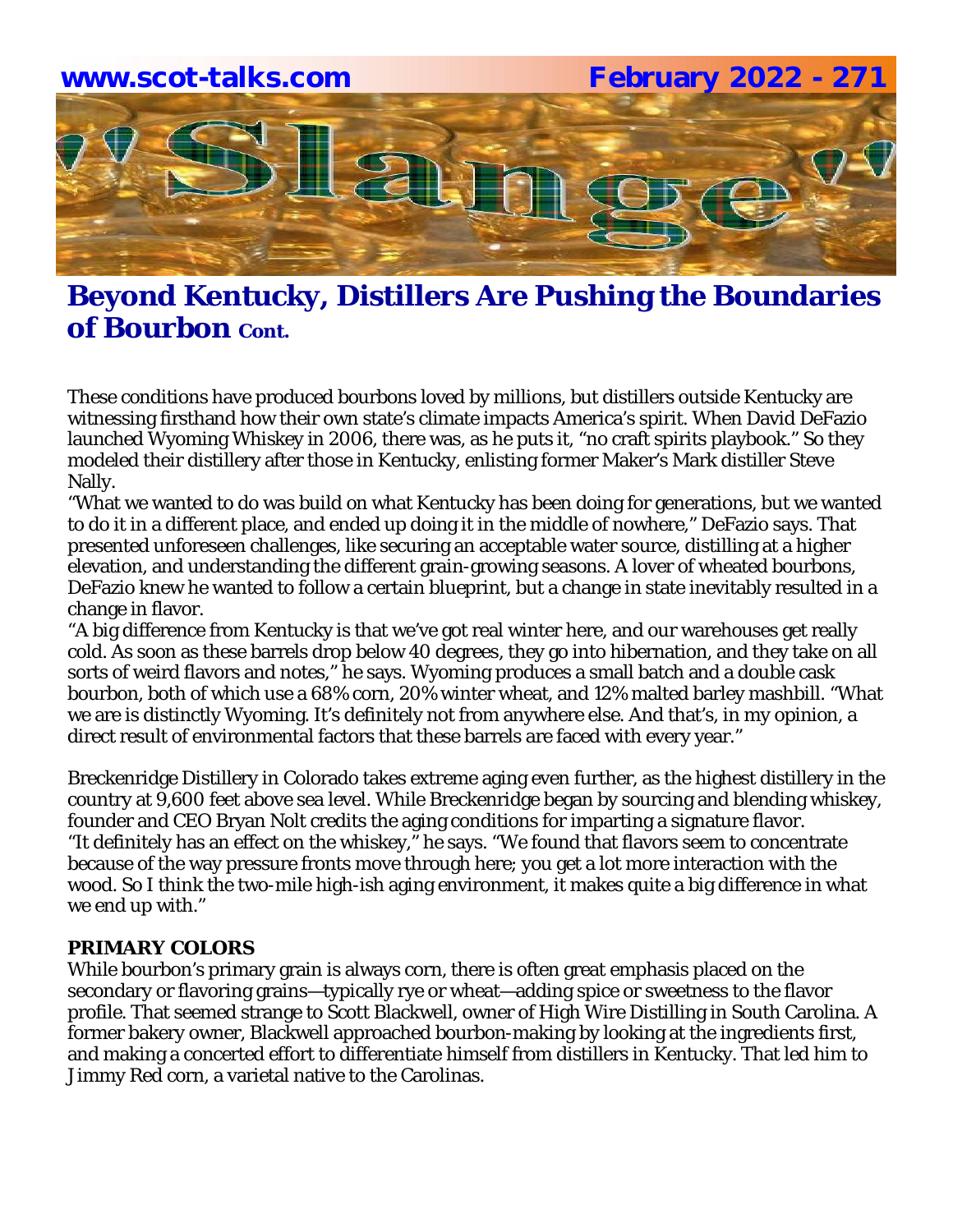# Beyond Kentucky, Distillers Are Pushing the Boundaries of Bourbon Cont.

These conditions have produced bourbons loved by millions, but distillers outside Kentucky are witnessing firsthand how their own state's climate impacts America's spirit. When David DeFazio launched Wyoming Whiskey in 2006, there was, as he puts it, "no craft spirits playbook." So they modeled their distillery after those in Kentucky, enlisting former Maker's Mark distiller Steve Nally.

"What we wanted to do was build on what Kentucky has been doing for generations, but we wanted to do it in a different place, and ended up doing it in the middle of nowhere," DeFazio says. That presented unforeseen challenges, like securing an acceptable water source, distilling at a higher elevation, and understanding the different grain-growing seasons. A lover of wheated bourbons, DeFazio knew he wanted to follow a certain blueprint, but a change in state inevitably resulted in a change in flavor.

"A big difference from Kentucky is that we've got real winter here, and our warehouses get really cold. As soon as these barrels drop below 40 degrees, they go into hibernation, and they take on all sorts of weird flavors and notes," he says. Wyoming produces a small batch and a double cask bourbon, both of which use a 68% corn, 20% winter wheat, and 12% malted barley mashbill. "What we are is distinctly Wyoming. It's definitely not from anywhere else. And that's, in my opinion, a direct result of environmental factors that these barrels are faced with every year."

Breckenridge Distillery in Colorado takes extreme aging even further, as the highest distillery in the country at 9,600 feet above sea level. While Breckenridge began by sourcing and blending whiskey, founder and CEO Bryan Nolt credits the aging conditions for imparting a signature flavor.

"It definitely has an effect on the whiskey," he says. "We found that flavors seem to concentrate because of the way pressure fronts move through here; you get a lot more interaction with the wood. So I think the two-mile high-ish aging environment, it makes quite a big difference in what we end up with."

**PRIMARY COLORS**

While bourbon's primary grain is always corn, there is often great emphasis placed on the secondary or flavoring grains—typically rye or wheat—adding spice or sweetness to the flavor profile. That seemed strange to Scott Blackwell, owner of High Wire Distilling in South Carolina. A former bakery owner, Blackwell approached bourbon-making by looking at the ingredients first, and making a concerted effort to differentiate himself from distillers in Kentucky. That led him to Jimmy Red corn, a varietal native to the Carolinas.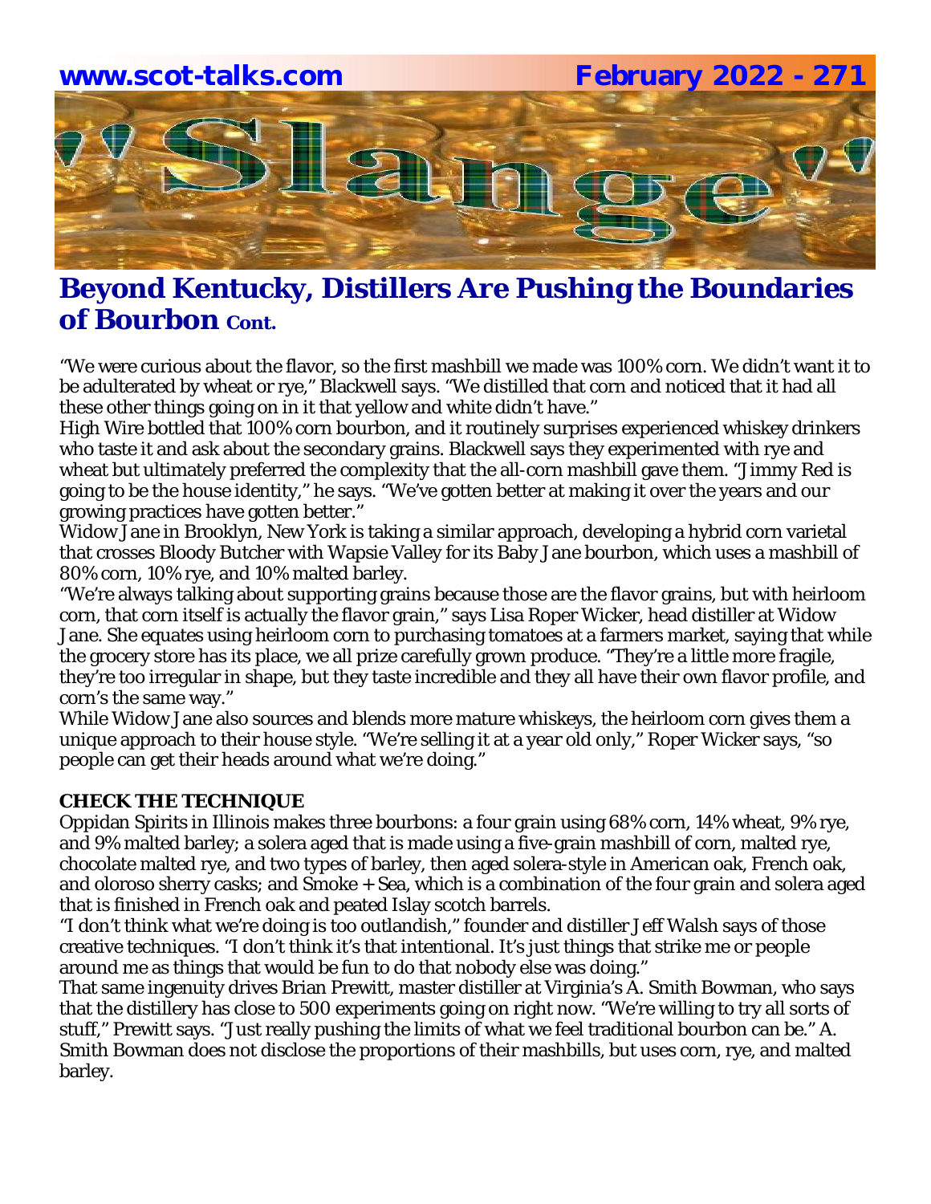# Beyond Kentucky, Distillers Are Pushing the Boundaries of Bourbon Cont.

"We were curious about the flavor, so the first mashbill we made was 100% corn. We didn't want it to be adulterated by wheat or rye," Blackwell says. "We distilled that corn and noticed that it had all these other things going on in it that yellow and white didn't have."

High Wire bottled that 100% corn bourbon, and it routinely surprises experienced whiskey drinkers who taste it and ask about the secondary grains. Blackwell says they experimented with rye and wheat but ultimately preferred the complexity that the all-corn mashbill gave them. "Jimmy Red is going to be the house identity," he says. "We've gotten better at making it over the years and our growing practices have gotten better."

Widow Jane in Brooklyn, New York is taking a similar approach, developing a hybrid corn varietal that crosses Bloody Butcher with Wapsie Valley for its Baby Jane bourbon, which uses a mashbill of 80% corn, 10% rye, and 10% malted barley.

"We're always talking about supporting grains because those are the flavor grains, but with heirloom corn, that corn itself is actually the flavor grain," says Lisa Roper Wicker, head distiller at Widow Jane. She equates using heirloom corn to purchasing tomatoes at a farmers market, saying that while the grocery store has its place, we all prize carefully grown produce. "They're a little more fragile, they're too irregular in shape, but they taste incredible and they all have their own flavor profile, and corn's the same way."

While Widow Jane also sources and blends more mature whiskeys, the heirloom corn gives them a unique approach to their house style. "We're selling it at a year old only," Roper Wicker says, "so people can get their heads around what we're doing."

**CHECK THE TECHNIQUE**

Oppidan Spirits in Illinois makes three bourbons: a four grain using 68% corn, 14% wheat, 9% rye, and 9% malted barley; a solera aged that is made using a five-grain mashbill of corn, malted rye, chocolate malted rye, and two types of barley, then aged solera-style in American oak, French oak, and oloroso sherry casks; and Smoke + Sea, which is a combination of the four grain and solera aged that is finished in French oak and peated Islay scotch barrels.

"I don't think what we're doing is too outlandish," founder and distiller Jeff Walsh says of those creative techniques. "I don't think it's that intentional. It's just things that strike me or people around me as things that would be fun to do that nobody else was doing."

That same ingenuity drives Brian Prewitt, master distiller at Virginia's A. Smith Bowman, who says that the distillery has close to 500 experiments going on right now. "We're willing to try all sorts of stuff," Prewitt says. "Just really pushing the limits of what we feel traditional bourbon can be." A. Smith Bowman does not disclose the proportions of their mashbills, but uses corn, rye, and malted barley.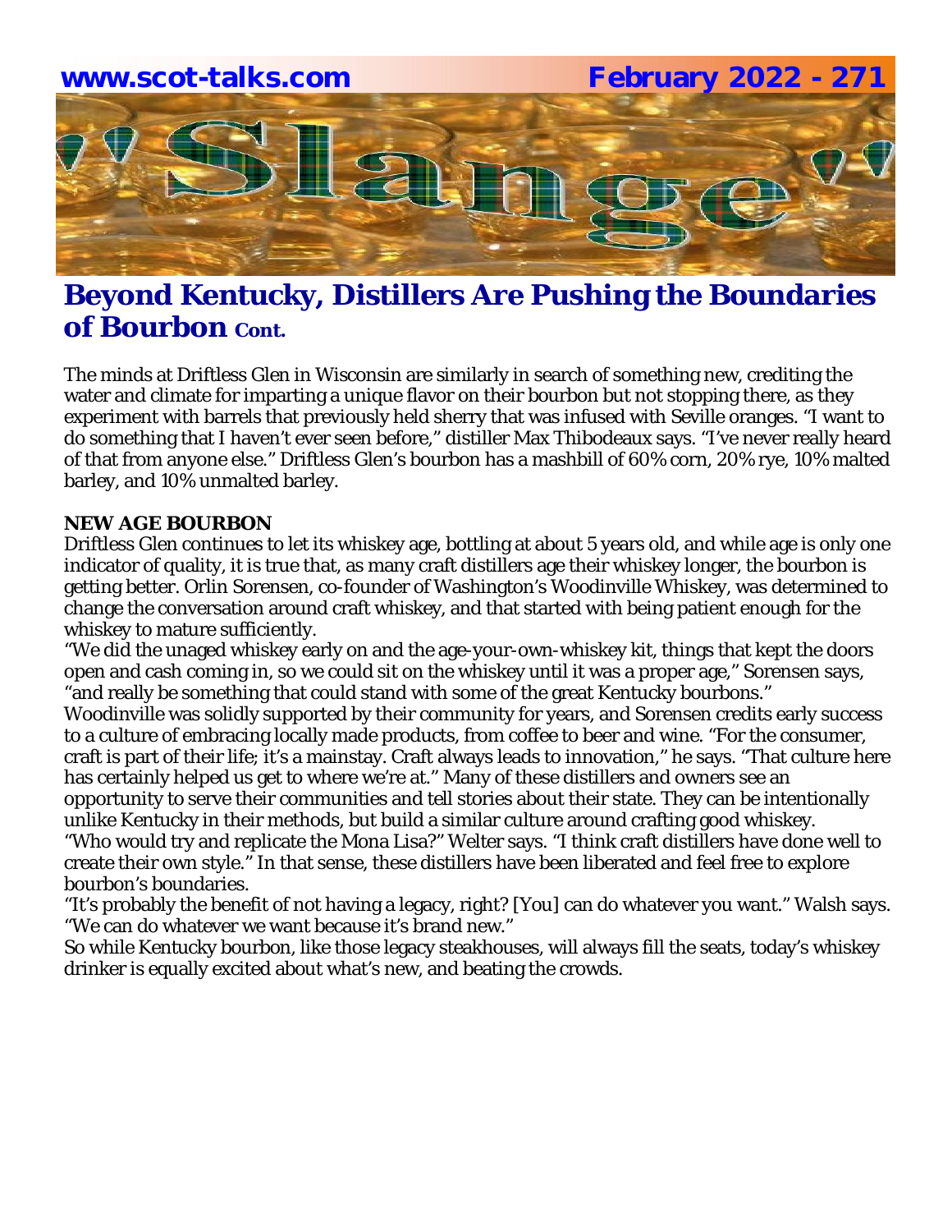# Beyond Kentucky, Distillers Are Pushing the Boundaries of Bourbon Cont.

The minds at Driftless Glen in Wisconsin are similarly in search of something new, crediting the water and climate for imparting a unique flavor on their bourbon but not stopping there, as they experiment with barrels that previously held sherry that was infused with Seville oranges. "I want to do something that I haven't ever seen before," distiller Max Thibodeaux says. "I've never really heard of that from anyone else." Driftless Glen's bourbon has a mashbill of 60% corn, 20% rye, 10% malted barley, and 10% unmalted barley.

**NEW AGE BOURBON**

Driftless Glen continues to let its whiskey age, bottling at about 5 years old, and while age is only one indicator of quality, it is true that, as many craft distillers age their whiskey longer, the bourbon is getting better. Orlin Sorensen, co-founder of Washington's Woodinville Whiskey, was determined to change the conversation around craft whiskey, and that started with being patient enough for the whiskey to mature sufficiently.

"We did the unaged whiskey early on and the age-your-own-whiskey kit, things that kept the doors open and cash coming in, so we could sit on the whiskey until it was a proper age," Sorensen says, "and really be something that could stand with some of the great Kentucky bourbons."

Woodinville was solidly supported by their community for years, and Sorensen credits early success to a culture of embracing locally made products, from coffee to beer and wine. "For the consumer, craft is part of their life; it's a mainstay. Craft always leads to innovation," he says. "That culture here has certainly helped us get to where we're at." Many of these distillers and owners see an opportunity to serve their communities and tell stories about their state. They can be intentionally unlike Kentucky in their methods, but build a similar culture around crafting good whiskey.

"Who would try and replicate the Mona Lisa?" Welter says. "I think craft distillers have done well to create their own style." In that sense, these distillers have been liberated and feel free to explore bourbon's boundaries.

"It's probably the benefit of not having a legacy, right? [You] can do whatever you want." Walsh says. "We can do whatever we want because it's brand new."

So while Kentucky bourbon, like those legacy steakhouses, will always fill the seats, today's whiskey drinker is equally excited about what's new, and beating the crowds.